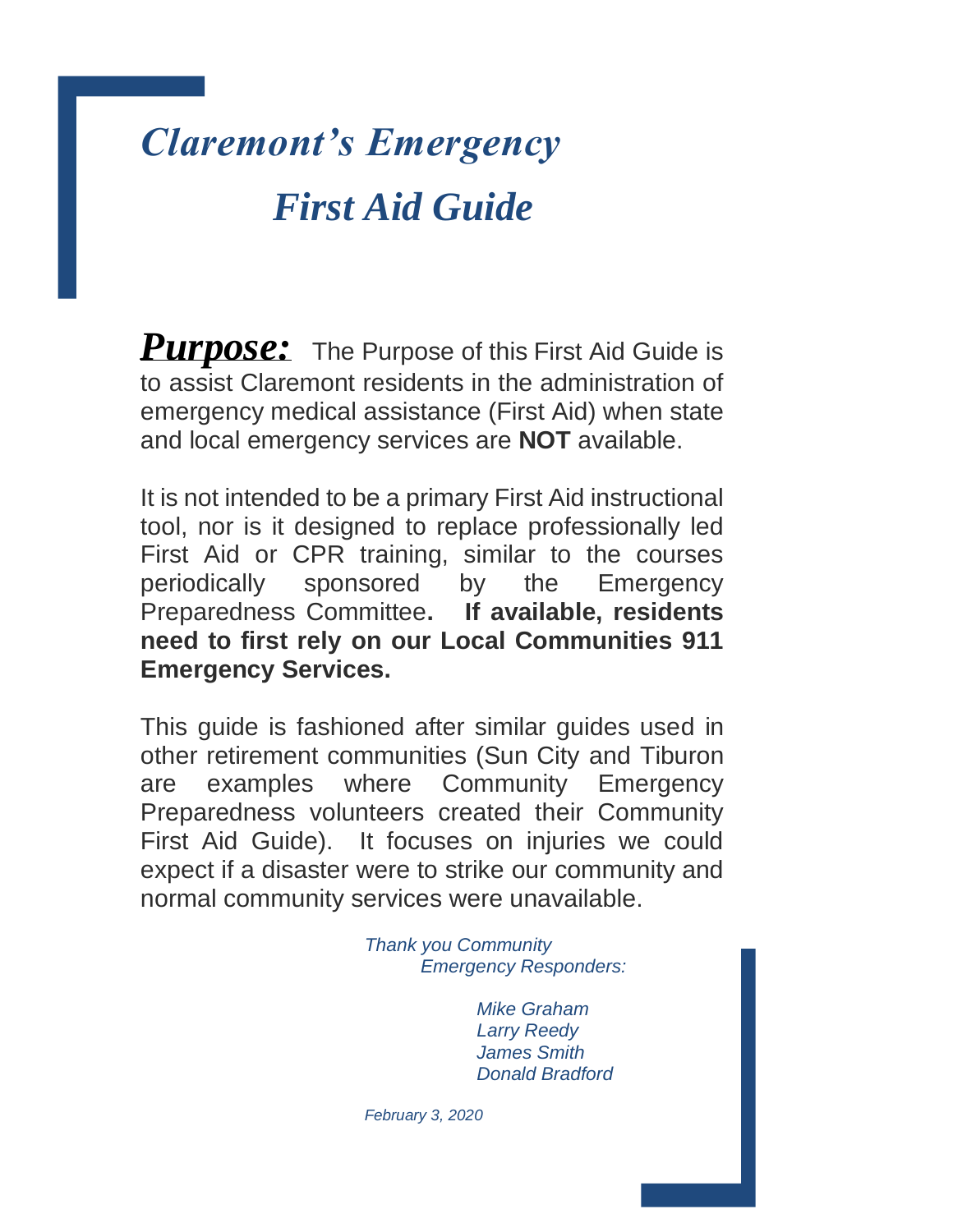# *Claremont's Emergency First Aid Guide*

***Purpose:*** The Purpose of this First Aid Guide is to assist Claremont residents in the administration of emergency medical assistance (First Aid) when state and local emergency services are **NOT** available.

It is not intended to be a primary First Aid instructional tool, nor is it designed to replace professionally led First Aid or CPR training, similar to the courses periodically sponsored by the Emergency Preparedness Committee**. If available, residents need to first rely on our Local Communities 911 Emergency Services.**

This guide is fashioned after similar guides used in other retirement communities (Sun City and Tiburon are examples where Community Emergency Preparedness volunteers created their Community First Aid Guide). It focuses on injuries we could expect if a disaster were to strike our community and normal community services were unavailable.

*Thank you Community Emergency Responders:*

*Mike Graham*
*Larry Reedy*
*James Smith*
*Donald Bradford*

*February 3, 2020*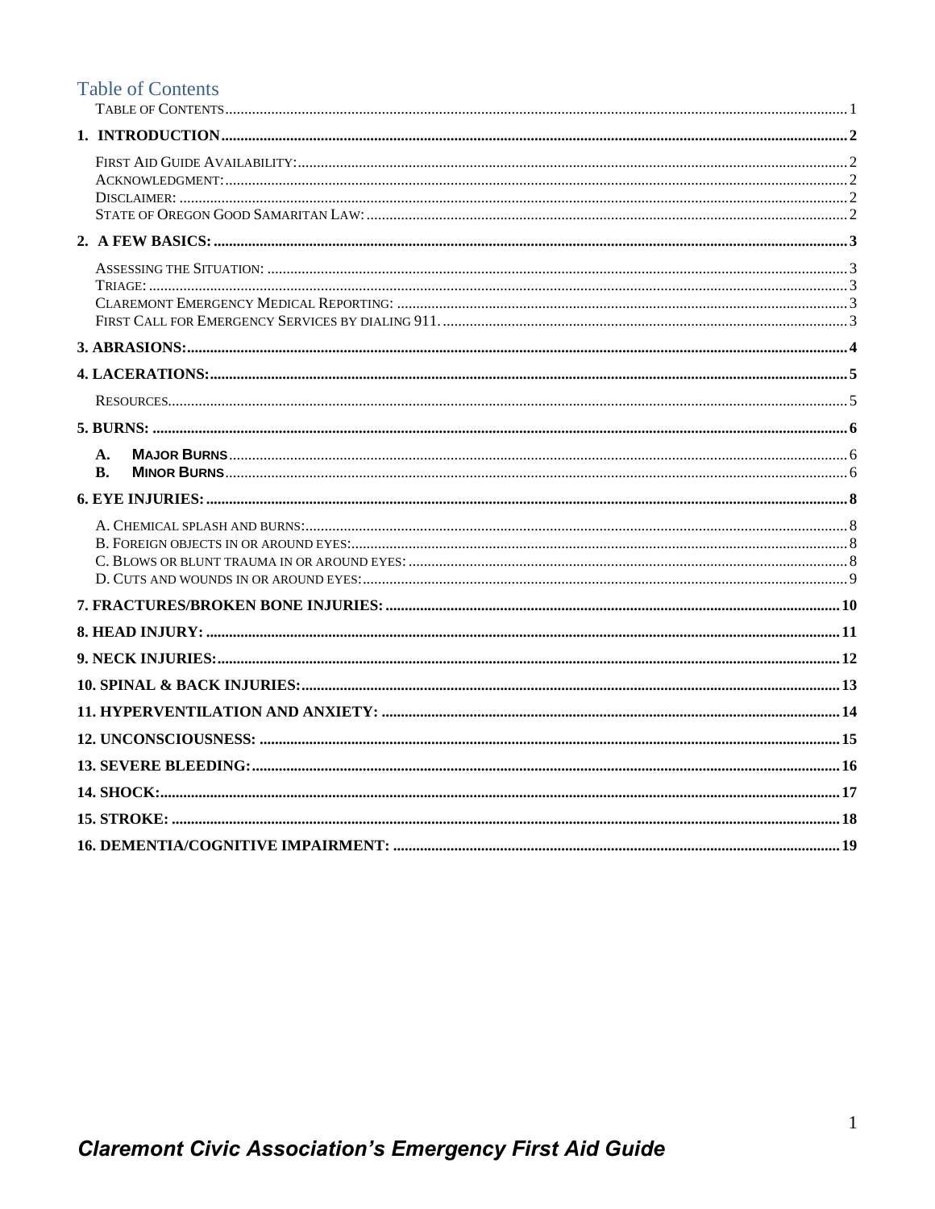# Table of Contents

TABLE OF CONTENTS ..... 1

**1. INTRODUCTION ..... 2**

- FIRST AID GUIDE AVAILABILITY: ..... 2
- ACKNOWLEDGMENT: ..... 2
- DISCLAIMER: ..... 2
- STATE OF OREGON GOOD SAMARITAN LAW: ..... 2

**2. A FEW BASICS: ..... 3**

- ASSESSING THE SITUATION: ..... 3
- TRIAGE: ..... 3
- CLAREMONT EMERGENCY MEDICAL REPORTING: ..... 3
- FIRST CALL FOR EMERGENCY SERVICES BY DIALING 911. ..... 3

**3. ABRASIONS: ..... 4**

**4. LACERATIONS: ..... 5**

- RESOURCES ..... 5

**5. BURNS: ..... 6**

- **A. MAJOR BURNS** ..... 6
- **B. MINOR BURNS** ..... 6

**6. EYE INJURIES: ..... 8**

- A. CHEMICAL SPLASH AND BURNS: ..... 8
- B. FOREIGN OBJECTS IN OR AROUND EYES: ..... 8
- C. BLOWS OR BLUNT TRAUMA IN OR AROUND EYES: ..... 8
- D. CUTS AND WOUNDS IN OR AROUND EYES: ..... 9

**7. FRACTURES/BROKEN BONE INJURIES: ..... 10**

**8. HEAD INJURY: ..... 11**

**9. NECK INJURIES: ..... 12**

**10. SPINAL & BACK INJURIES: ..... 13**

**11. HYPERVENTILATION AND ANXIETY: ..... 14**

**12. UNCONSCIOUSNESS: ..... 15**

**13. SEVERE BLEEDING: ..... 16**

**14. SHOCK: ..... 17**

**15. STROKE: ..... 18**

**16. DEMENTIA/COGNITIVE IMPAIRMENT: ..... 19**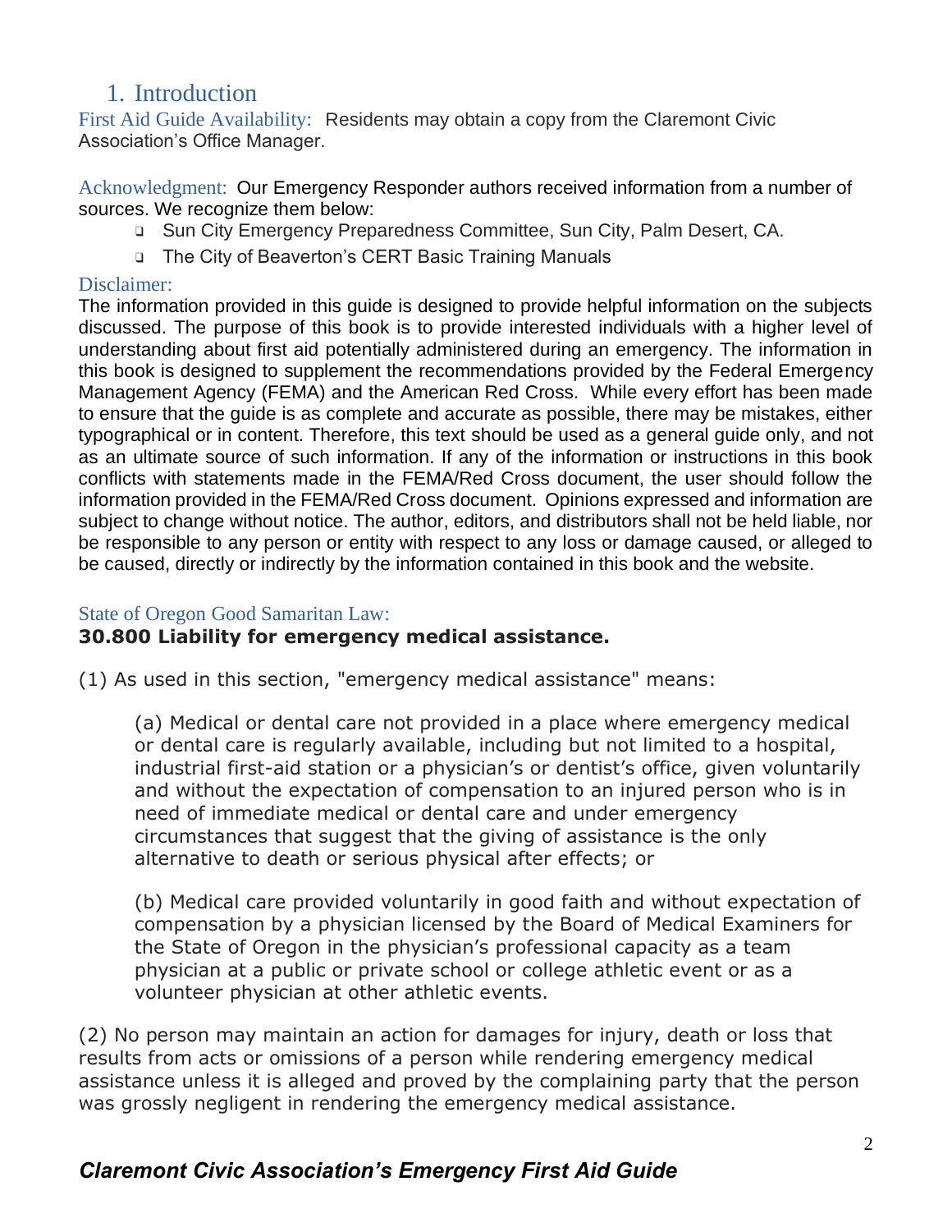## 1. Introduction

First Aid Guide Availability: Residents may obtain a copy from the Claremont Civic Association's Office Manager.

Acknowledgment: Our Emergency Responder authors received information from a number of sources. We recognize them below:

- Sun City Emergency Preparedness Committee, Sun City, Palm Desert, CA.
- The City of Beaverton's CERT Basic Training Manuals

Disclaimer:

The information provided in this guide is designed to provide helpful information on the subjects discussed. The purpose of this book is to provide interested individuals with a higher level of understanding about first aid potentially administered during an emergency. The information in this book is designed to supplement the recommendations provided by the Federal Emergency Management Agency (FEMA) and the American Red Cross. While every effort has been made to ensure that the guide is as complete and accurate as possible, there may be mistakes, either typographical or in content. Therefore, this text should be used as a general guide only, and not as an ultimate source of such information. If any of the information or instructions in this book conflicts with statements made in the FEMA/Red Cross document, the user should follow the information provided in the FEMA/Red Cross document. Opinions expressed and information are subject to change without notice. The author, editors, and distributors shall not be held liable, nor be responsible to any person or entity with respect to any loss or damage caused, or alleged to be caused, directly or indirectly by the information contained in this book and the website.

State of Oregon Good Samaritan Law:

**30.800 Liability for emergency medical assistance.**

(1) As used in this section, "emergency medical assistance" means:

> (a) Medical or dental care not provided in a place where emergency medical or dental care is regularly available, including but not limited to a hospital, industrial first-aid station or a physician's or dentist's office, given voluntarily and without the expectation of compensation to an injured person who is in need of immediate medical or dental care and under emergency circumstances that suggest that the giving of assistance is the only alternative to death or serious physical after effects; or
>
> (b) Medical care provided voluntarily in good faith and without expectation of compensation by a physician licensed by the Board of Medical Examiners for the State of Oregon in the physician's professional capacity as a team physician at a public or private school or college athletic event or as a volunteer physician at other athletic events.

(2) No person may maintain an action for damages for injury, death or loss that results from acts or omissions of a person while rendering emergency medical assistance unless it is alleged and proved by the complaining party that the person was grossly negligent in rendering the emergency medical assistance.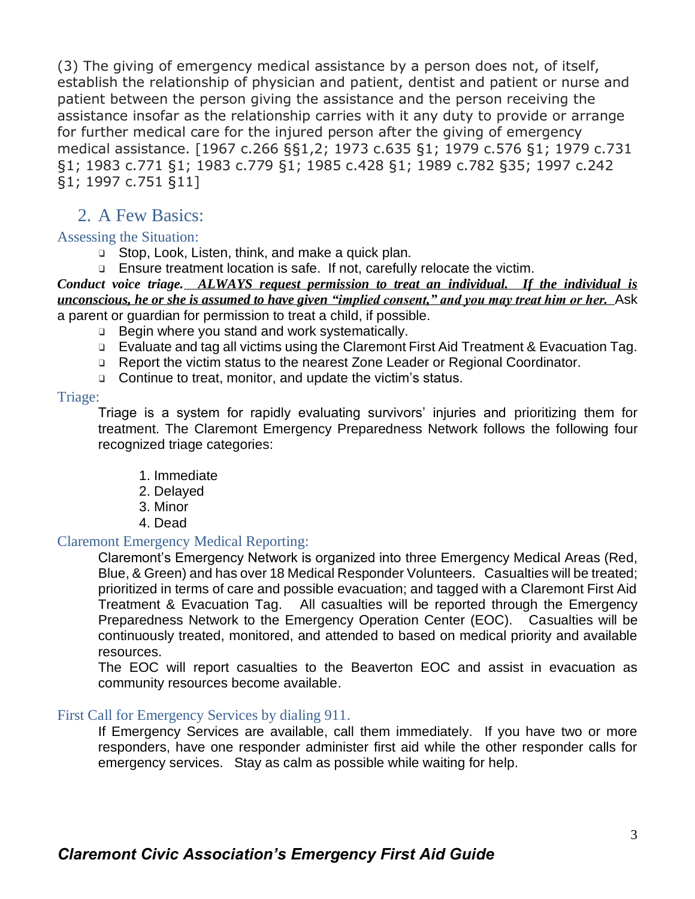(3) The giving of emergency medical assistance by a person does not, of itself, establish the relationship of physician and patient, dentist and patient or nurse and patient between the person giving the assistance and the person receiving the assistance insofar as the relationship carries with it any duty to provide or arrange for further medical care for the injured person after the giving of emergency medical assistance. [1967 c.266 §§1,2; 1973 c.635 §1; 1979 c.576 §1; 1979 c.731 §1; 1983 c.771 §1; 1983 c.779 §1; 1985 c.428 §1; 1989 c.782 §35; 1997 c.242 §1; 1997 c.751 §11]

## 2. A Few Basics:

### Assessing the Situation:

- Stop, Look, Listen, think, and make a quick plan.
- Ensure treatment location is safe. If not, carefully relocate the victim.

***Conduct voice triage.*** ***<u>ALWAYS request permission to treat an individual. If the individual is unconscious, he or she is assumed to have given "implied consent," and you may treat him or her.</u>*** Ask a parent or guardian for permission to treat a child, if possible.

- Begin where you stand and work systematically.
- Evaluate and tag all victims using the Claremont First Aid Treatment & Evacuation Tag.
- Report the victim status to the nearest Zone Leader or Regional Coordinator.
- Continue to treat, monitor, and update the victim's status.

### Triage:

Triage is a system for rapidly evaluating survivors' injuries and prioritizing them for treatment. The Claremont Emergency Preparedness Network follows the following four recognized triage categories:

1. Immediate
2. Delayed
3. Minor
4. Dead

### Claremont Emergency Medical Reporting:

Claremont's Emergency Network is organized into three Emergency Medical Areas (Red, Blue, & Green) and has over 18 Medical Responder Volunteers. Casualties will be treated; prioritized in terms of care and possible evacuation; and tagged with a Claremont First Aid Treatment & Evacuation Tag. All casualties will be reported through the Emergency Preparedness Network to the Emergency Operation Center (EOC). Casualties will be continuously treated, monitored, and attended to based on medical priority and available resources.

The EOC will report casualties to the Beaverton EOC and assist in evacuation as community resources become available.

### First Call for Emergency Services by dialing 911.

If Emergency Services are available, call them immediately. If you have two or more responders, have one responder administer first aid while the other responder calls for emergency services. Stay as calm as possible while waiting for help.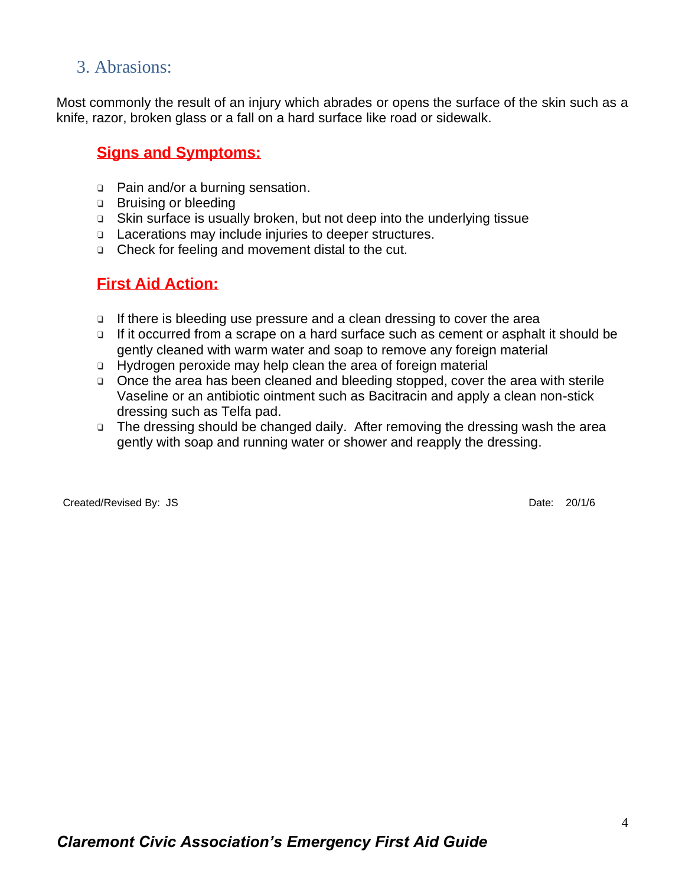## 3. Abrasions:

Most commonly the result of an injury which abrades or opens the surface of the skin such as a knife, razor, broken glass or a fall on a hard surface like road or sidewalk.

### Signs and Symptoms:

- Pain and/or a burning sensation.
- Bruising or bleeding
- Skin surface is usually broken, but not deep into the underlying tissue
- Lacerations may include injuries to deeper structures.
- Check for feeling and movement distal to the cut.

### First Aid Action:

- If there is bleeding use pressure and a clean dressing to cover the area
- If it occurred from a scrape on a hard surface such as cement or asphalt it should be gently cleaned with warm water and soap to remove any foreign material
- Hydrogen peroxide may help clean the area of foreign material
- Once the area has been cleaned and bleeding stopped, cover the area with sterile Vaseline or an antibiotic ointment such as Bacitracin and apply a clean non-stick dressing such as Telfa pad.
- The dressing should be changed daily. After removing the dressing wash the area gently with soap and running water or shower and reapply the dressing.

Created/Revised By: JS Date: 20/1/6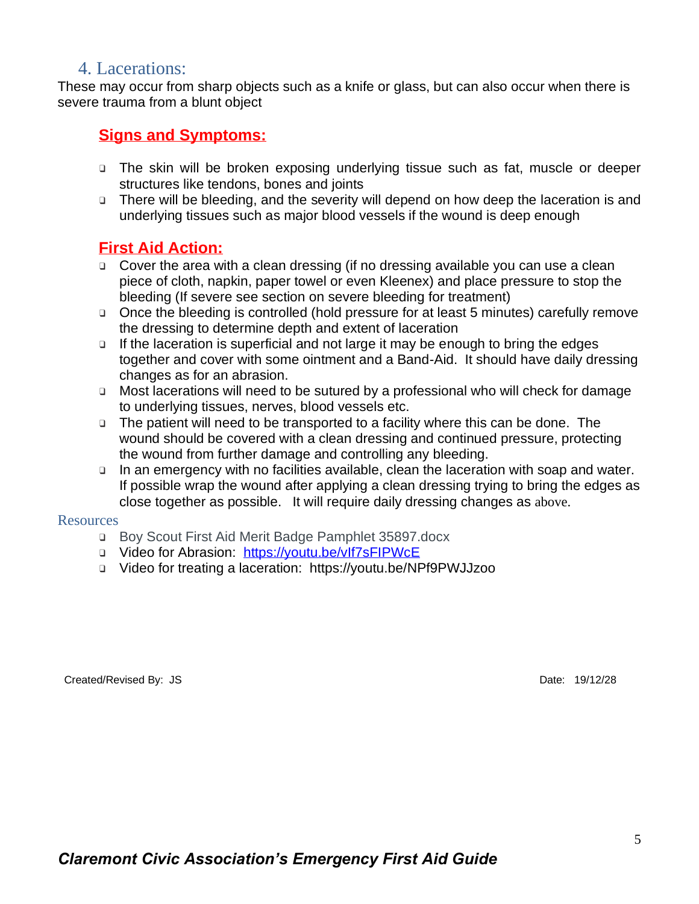## 4. Lacerations:

These may occur from sharp objects such as a knife or glass, but can also occur when there is severe trauma from a blunt object

### Signs and Symptoms:

- The skin will be broken exposing underlying tissue such as fat, muscle or deeper structures like tendons, bones and joints
- There will be bleeding, and the severity will depend on how deep the laceration is and underlying tissues such as major blood vessels if the wound is deep enough

### First Aid Action:

- Cover the area with a clean dressing (if no dressing available you can use a clean piece of cloth, napkin, paper towel or even Kleenex) and place pressure to stop the bleeding (If severe see section on severe bleeding for treatment)
- Once the bleeding is controlled (hold pressure for at least 5 minutes) carefully remove the dressing to determine depth and extent of laceration
- If the laceration is superficial and not large it may be enough to bring the edges together and cover with some ointment and a Band-Aid. It should have daily dressing changes as for an abrasion.
- Most lacerations will need to be sutured by a professional who will check for damage to underlying tissues, nerves, blood vessels etc.
- The patient will need to be transported to a facility where this can be done. The wound should be covered with a clean dressing and continued pressure, protecting the wound from further damage and controlling any bleeding.
- In an emergency with no facilities available, clean the laceration with soap and water. If possible wrap the wound after applying a clean dressing trying to bring the edges as close together as possible. It will require daily dressing changes as above.

### Resources

- Boy Scout First Aid Merit Badge Pamphlet 35897.docx
- Video for Abrasion: [https://youtu.be/vIf7sFIPWcE](https://youtu.be/vIf7sFIPWcE)
- Video for treating a laceration: https://youtu.be/NPf9PWJJzoo

Created/Revised By: JS

Date: 19/12/28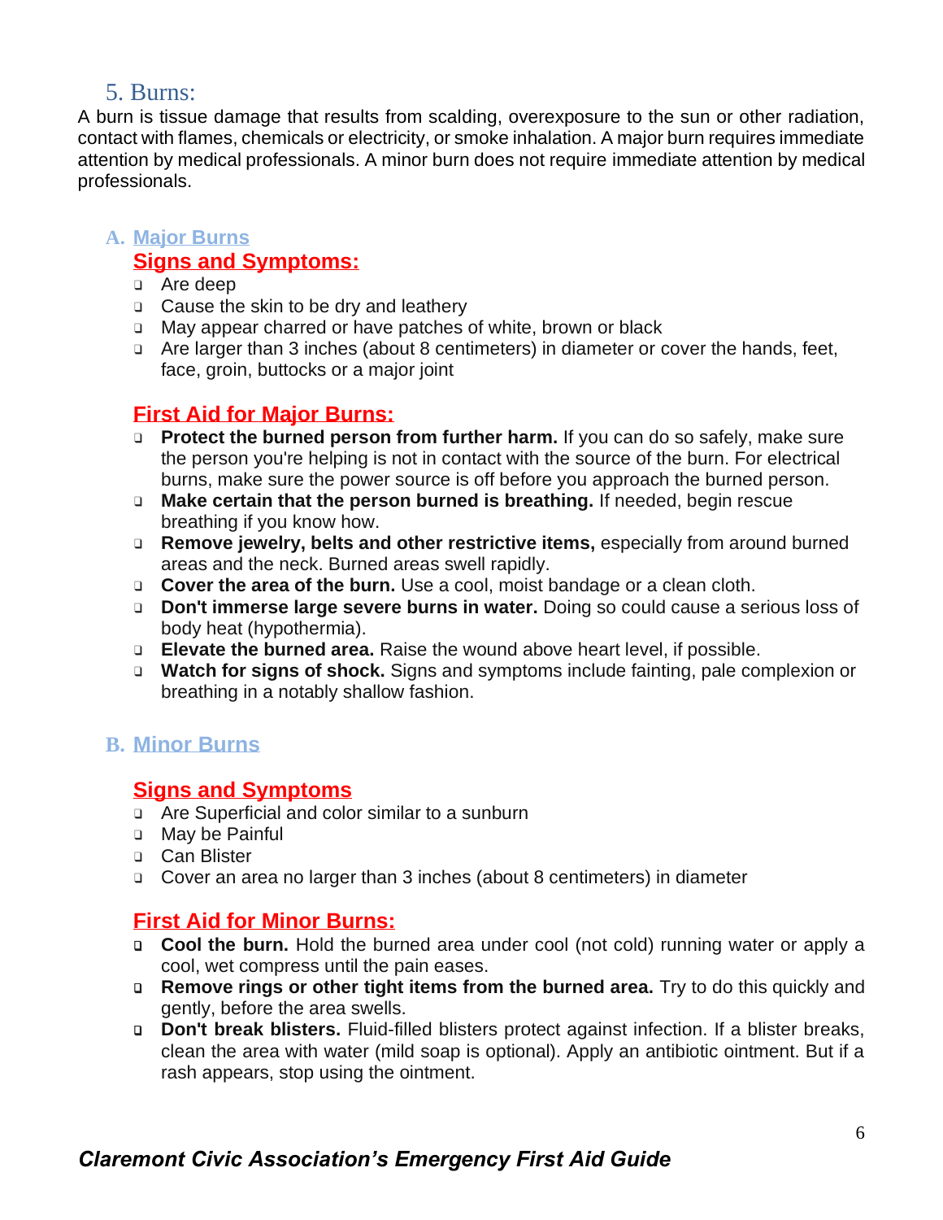## 5. Burns:

A burn is tissue damage that results from scalding, overexposure to the sun or other radiation, contact with flames, chemicals or electricity, or smoke inhalation. A major burn requires immediate attention by medical professionals. A minor burn does not require immediate attention by medical professionals.

### A. Major Burns

#### Signs and Symptoms:

- Are deep
- Cause the skin to be dry and leathery
- May appear charred or have patches of white, brown or black
- Are larger than 3 inches (about 8 centimeters) in diameter or cover the hands, feet, face, groin, buttocks or a major joint

#### First Aid for Major Burns:

- **Protect the burned person from further harm.** If you can do so safely, make sure the person you're helping is not in contact with the source of the burn. For electrical burns, make sure the power source is off before you approach the burned person.
- **Make certain that the person burned is breathing.** If needed, begin rescue breathing if you know how.
- **Remove jewelry, belts and other restrictive items,** especially from around burned areas and the neck. Burned areas swell rapidly.
- **Cover the area of the burn.** Use a cool, moist bandage or a clean cloth.
- **Don't immerse large severe burns in water.** Doing so could cause a serious loss of body heat (hypothermia).
- **Elevate the burned area.** Raise the wound above heart level, if possible.
- **Watch for signs of shock.** Signs and symptoms include fainting, pale complexion or breathing in a notably shallow fashion.

### B. Minor Burns

#### Signs and Symptoms

- Are Superficial and color similar to a sunburn
- May be Painful
- Can Blister
- Cover an area no larger than 3 inches (about 8 centimeters) in diameter

#### First Aid for Minor Burns:

- **Cool the burn.** Hold the burned area under cool (not cold) running water or apply a cool, wet compress until the pain eases.
- **Remove rings or other tight items from the burned area.** Try to do this quickly and gently, before the area swells.
- **Don't break blisters.** Fluid-filled blisters protect against infection. If a blister breaks, clean the area with water (mild soap is optional). Apply an antibiotic ointment. But if a rash appears, stop using the ointment.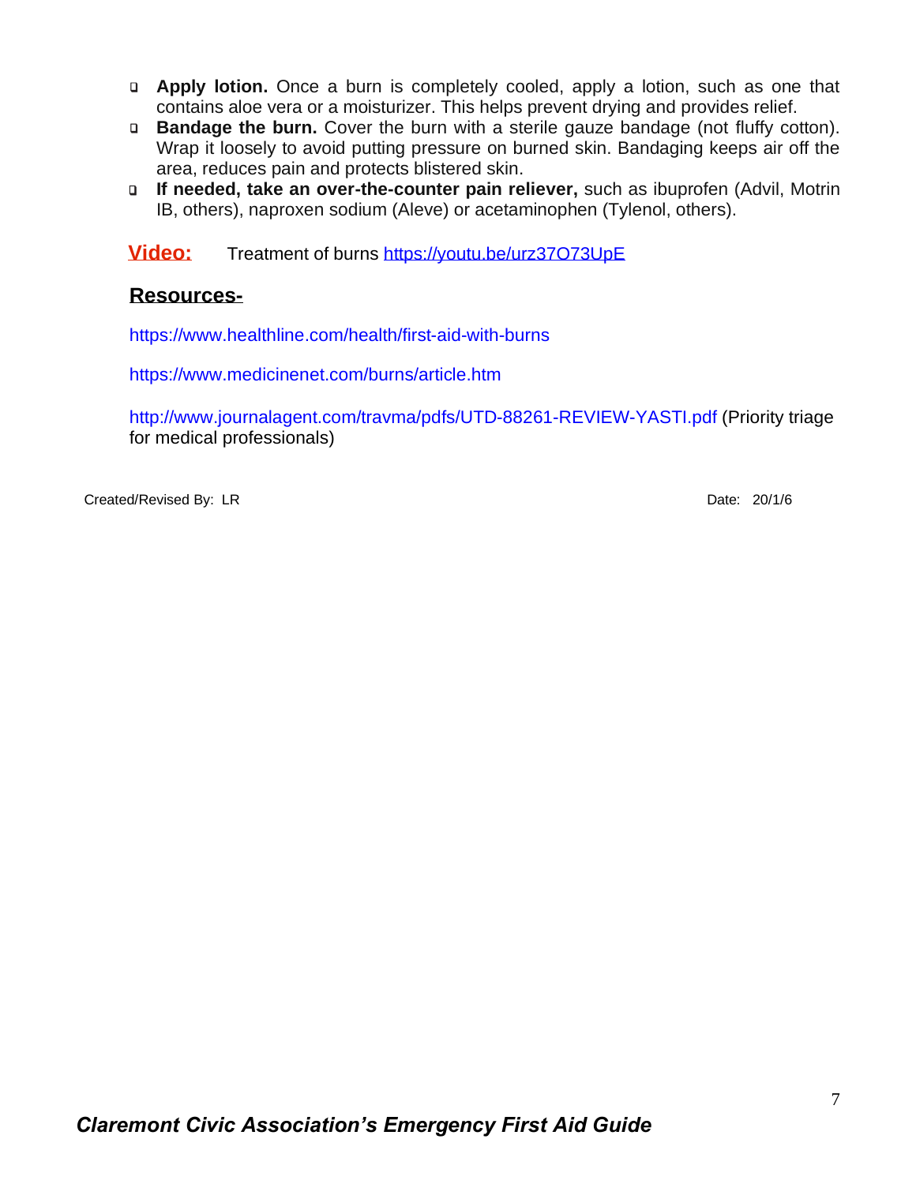- **Apply lotion.** Once a burn is completely cooled, apply a lotion, such as one that contains aloe vera or a moisturizer. This helps prevent drying and provides relief.
- **Bandage the burn.** Cover the burn with a sterile gauze bandage (not fluffy cotton). Wrap it loosely to avoid putting pressure on burned skin. Bandaging keeps air off the area, reduces pain and protects blistered skin.
- **If needed, take an over-the-counter pain reliever,** such as ibuprofen (Advil, Motrin IB, others), naproxen sodium (Aleve) or acetaminophen (Tylenol, others).

**Video:** Treatment of burns https://youtu.be/urz37O73UpE

## Resources-

https://www.healthline.com/health/first-aid-with-burns

https://www.medicinenet.com/burns/article.htm

http://www.journalagent.com/travma/pdfs/UTD-88261-REVIEW-YASTI.pdf (Priority triage for medical professionals)

Created/Revised By: LR Date: 20/1/6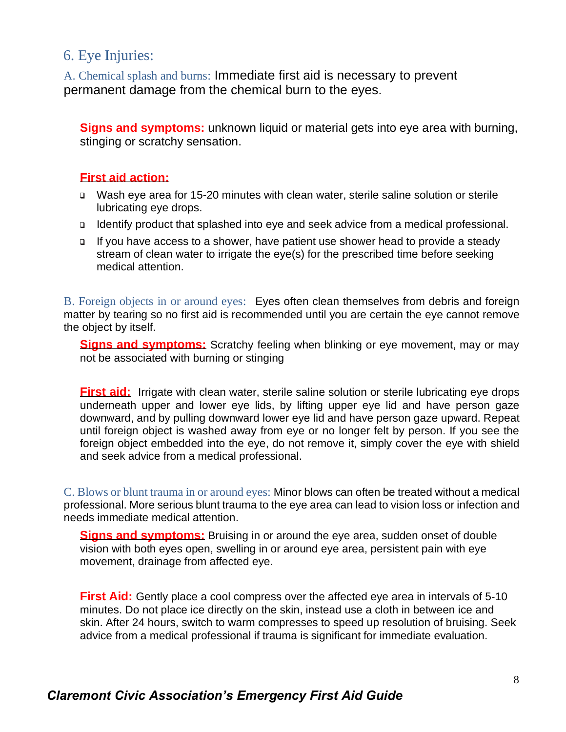## 6. Eye Injuries:

### A. Chemical splash and burns: 

Immediate first aid is necessary to prevent permanent damage from the chemical burn to the eyes.

**Signs and symptoms:** unknown liquid or material gets into eye area with burning, stinging or scratchy sensation.

**First aid action:**

- Wash eye area for 15-20 minutes with clean water, sterile saline solution or sterile lubricating eye drops.
- Identify product that splashed into eye and seek advice from a medical professional.
- If you have access to a shower, have patient use shower head to provide a steady stream of clean water to irrigate the eye(s) for the prescribed time before seeking medical attention.

### B. Foreign objects in or around eyes: 

Eyes often clean themselves from debris and foreign matter by tearing so no first aid is recommended until you are certain the eye cannot remove the object by itself.

**Signs and symptoms:** Scratchy feeling when blinking or eye movement, may or may not be associated with burning or stinging

**First aid:** Irrigate with clean water, sterile saline solution or sterile lubricating eye drops underneath upper and lower eye lids, by lifting upper eye lid and have person gaze downward, and by pulling downward lower eye lid and have person gaze upward. Repeat until foreign object is washed away from eye or no longer felt by person. If you see the foreign object embedded into the eye, do not remove it, simply cover the eye with shield and seek advice from a medical professional.

### C. Blows or blunt trauma in or around eyes: 

Minor blows can often be treated without a medical professional. More serious blunt trauma to the eye area can lead to vision loss or infection and needs immediate medical attention.

**Signs and symptoms:** Bruising in or around the eye area, sudden onset of double vision with both eyes open, swelling in or around eye area, persistent pain with eye movement, drainage from affected eye.

**First Aid:** Gently place a cool compress over the affected eye area in intervals of 5-10 minutes. Do not place ice directly on the skin, instead use a cloth in between ice and skin. After 24 hours, switch to warm compresses to speed up resolution of bruising. Seek advice from a medical professional if trauma is significant for immediate evaluation.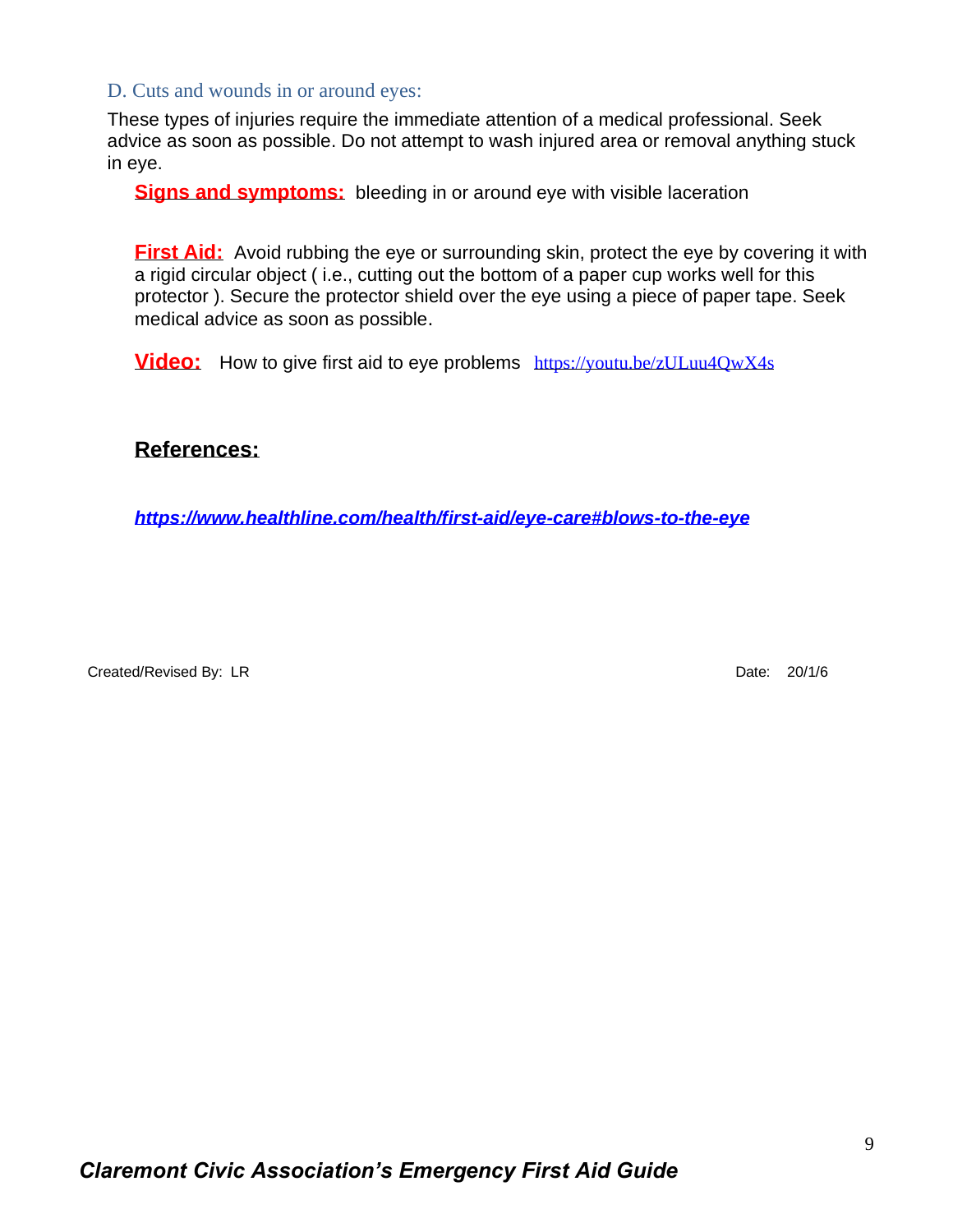### D. Cuts and wounds in or around eyes:

These types of injuries require the immediate attention of a medical professional. Seek advice as soon as possible. Do not attempt to wash injured area or removal anything stuck in eye.

**Signs and symptoms:** bleeding in or around eye with visible laceration

**First Aid:** Avoid rubbing the eye or surrounding skin, protect the eye by covering it with a rigid circular object ( i.e., cutting out the bottom of a paper cup works well for this protector ). Secure the protector shield over the eye using a piece of paper tape. Seek medical advice as soon as possible.

**Video:** How to give first aid to eye problems https://youtu.be/zULuu4QwX4s

**References:**

***https://www.healthline.com/health/first-aid/eye-care#blows-to-the-eye***

Created/Revised By: LR Date: 20/1/6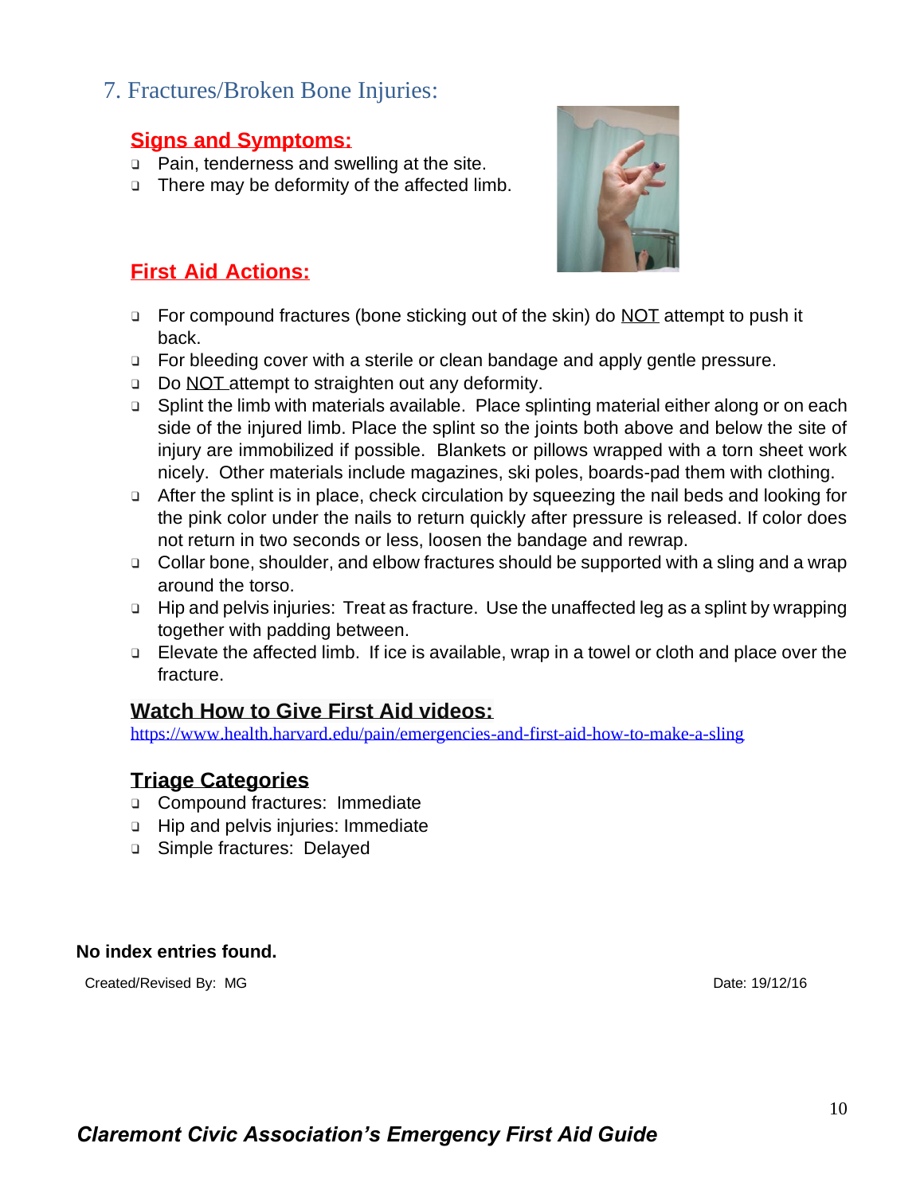## 7. Fractures/Broken Bone Injuries:

### Signs and Symptoms:

- Pain, tenderness and swelling at the site.
- There may be deformity of the affected limb.

### First Aid Actions:

- For compound fractures (bone sticking out of the skin) do NOT attempt to push it back.
- For bleeding cover with a sterile or clean bandage and apply gentle pressure.
- Do NOT attempt to straighten out any deformity.
- Splint the limb with materials available. Place splinting material either along or on each side of the injured limb. Place the splint so the joints both above and below the site of injury are immobilized if possible. Blankets or pillows wrapped with a torn sheet work nicely. Other materials include magazines, ski poles, boards-pad them with clothing.
- After the splint is in place, check circulation by squeezing the nail beds and looking for the pink color under the nails to return quickly after pressure is released. If color does not return in two seconds or less, loosen the bandage and rewrap.
- Collar bone, shoulder, and elbow fractures should be supported with a sling and a wrap around the torso.
- Hip and pelvis injuries: Treat as fracture. Use the unaffected leg as a splint by wrapping together with padding between.
- Elevate the affected limb. If ice is available, wrap in a towel or cloth and place over the fracture.

### Watch How to Give First Aid videos:

https://www.health.harvard.edu/pain/emergencies-and-first-aid-how-to-make-a-sling

### Triage Categories

- Compound fractures: Immediate
- Hip and pelvis injuries: Immediate
- Simple fractures: Delayed

**No index entries found.**

Created/Revised By: MG

Date: 19/12/16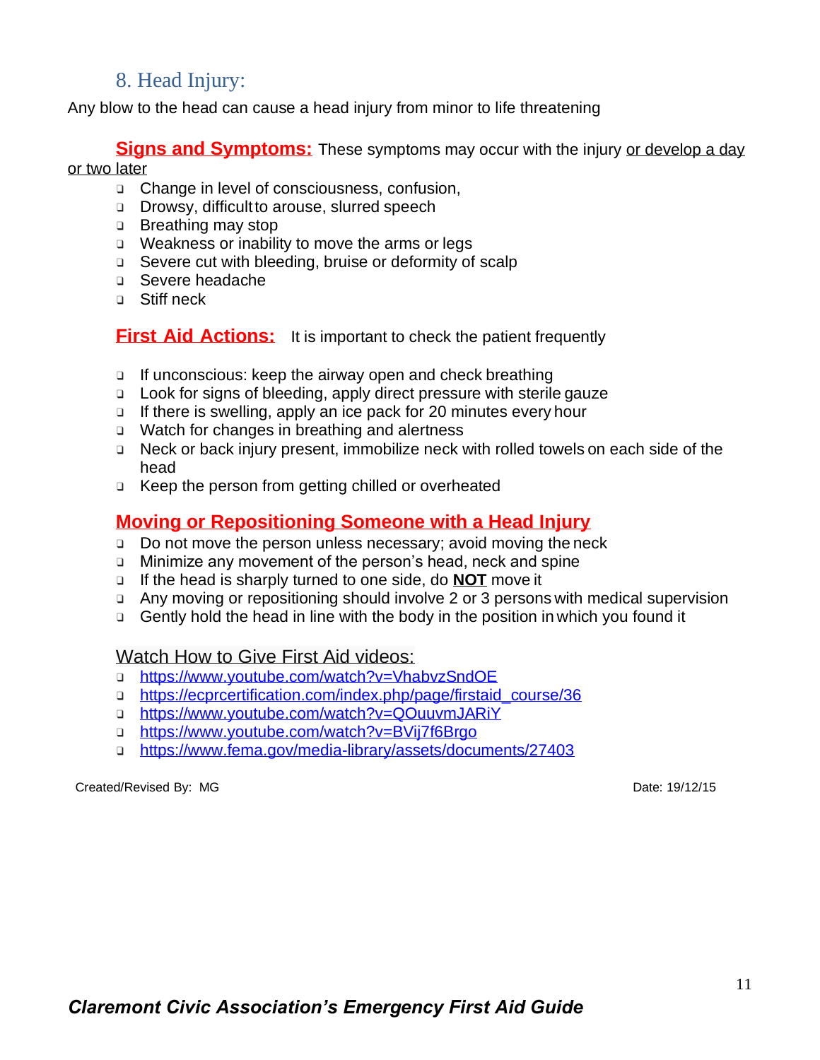## 8. Head Injury:

Any blow to the head can cause a head injury from minor to life threatening

**Signs and Symptoms:** These symptoms may occur with the injury or develop a day or two later

- Change in level of consciousness, confusion,
- Drowsy, difficult to arouse, slurred speech
- Breathing may stop
- Weakness or inability to move the arms or legs
- Severe cut with bleeding, bruise or deformity of scalp
- Severe headache
- Stiff neck

**First Aid Actions:** It is important to check the patient frequently

- If unconscious: keep the airway open and check breathing
- Look for signs of bleeding, apply direct pressure with sterile gauze
- If there is swelling, apply an ice pack for 20 minutes every hour
- Watch for changes in breathing and alertness
- Neck or back injury present, immobilize neck with rolled towels on each side of the head
- Keep the person from getting chilled or overheated

**Moving or Repositioning Someone with a Head Injury**

- Do not move the person unless necessary; avoid moving the neck
- Minimize any movement of the person's head, neck and spine
- If the head is sharply turned to one side, do **NOT** move it
- Any moving or repositioning should involve 2 or 3 persons with medical supervision
- Gently hold the head in line with the body in the position in which you found it

Watch How to Give First Aid videos:

- https://www.youtube.com/watch?v=VhabvzSndOE
- https://ecprcertification.com/index.php/page/firstaid_course/36
- https://www.youtube.com/watch?v=QOuuvmJARiY
- https://www.youtube.com/watch?v=BVij7f6Brgo
- https://www.fema.gov/media-library/assets/documents/27403

Created/Revised By: MG

Date: 19/12/15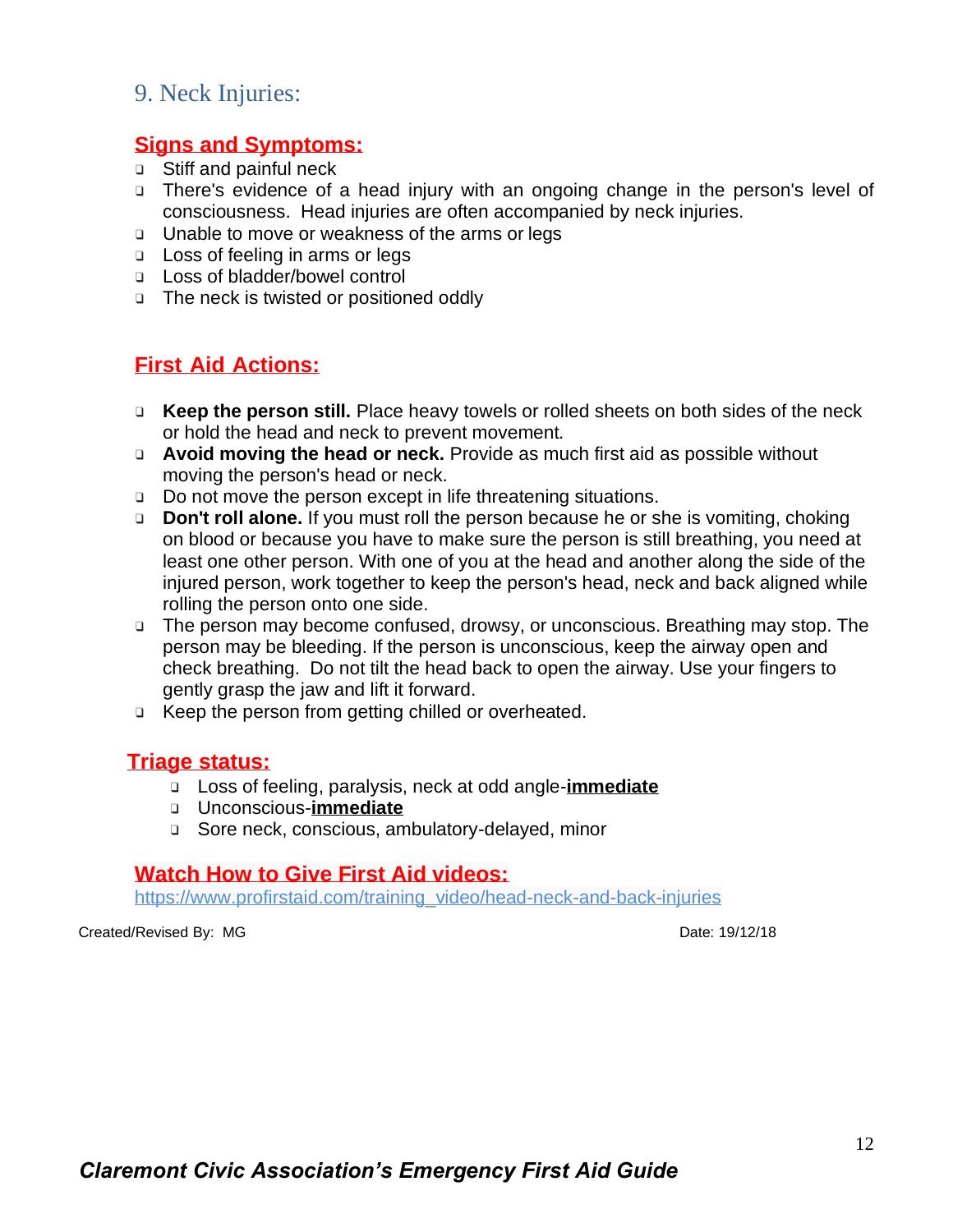## 9. Neck Injuries:

### Signs and Symptoms:

- Stiff and painful neck
- There's evidence of a head injury with an ongoing change in the person's level of consciousness. Head injuries are often accompanied by neck injuries.
- Unable to move or weakness of the arms or legs
- Loss of feeling in arms or legs
- Loss of bladder/bowel control
- The neck is twisted or positioned oddly

### First Aid Actions:

- **Keep the person still.** Place heavy towels or rolled sheets on both sides of the neck or hold the head and neck to prevent movement.
- **Avoid moving the head or neck.** Provide as much first aid as possible without moving the person's head or neck.
- Do not move the person except in life threatening situations.
- **Don't roll alone.** If you must roll the person because he or she is vomiting, choking on blood or because you have to make sure the person is still breathing, you need at least one other person. With one of you at the head and another along the side of the injured person, work together to keep the person's head, neck and back aligned while rolling the person onto one side.
- The person may become confused, drowsy, or unconscious. Breathing may stop. The person may be bleeding. If the person is unconscious, keep the airway open and check breathing. Do not tilt the head back to open the airway. Use your fingers to gently grasp the jaw and lift it forward.
- Keep the person from getting chilled or overheated.

### Triage status:

- Loss of feeling, paralysis, neck at odd angle-**immediate**
- Unconscious-**immediate**
- Sore neck, conscious, ambulatory-delayed, minor

### Watch How to Give First Aid videos:

https://www.profirstaid.com/training_video/head-neck-and-back-injuries

Created/Revised By: MG Date: 19/12/18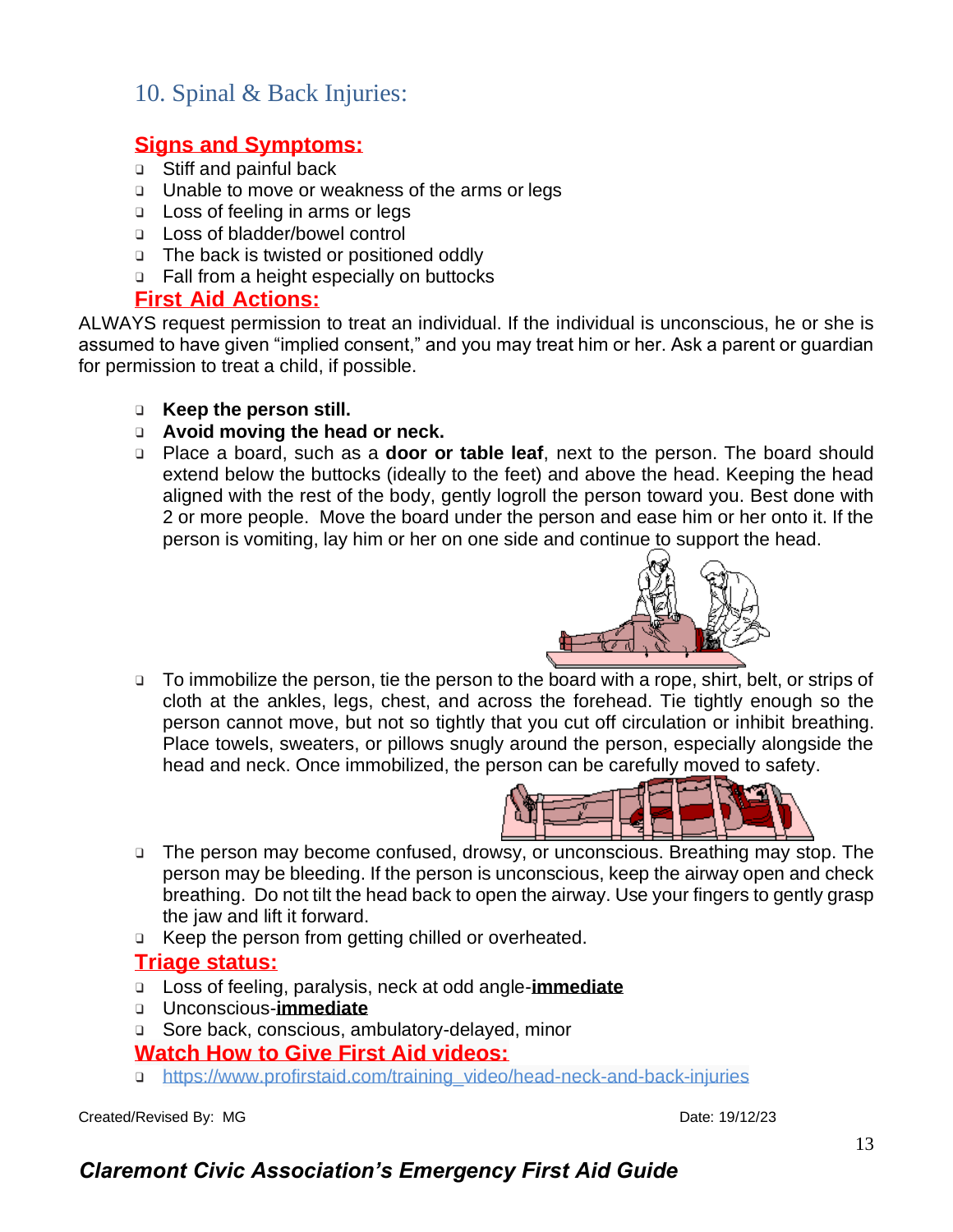## 10. Spinal & Back Injuries:

### Signs and Symptoms:

- Stiff and painful back
- Unable to move or weakness of the arms or legs
- Loss of feeling in arms or legs
- Loss of bladder/bowel control
- The back is twisted or positioned oddly
- Fall from a height especially on buttocks

### First Aid Actions:

ALWAYS request permission to treat an individual. If the individual is unconscious, he or she is assumed to have given "implied consent," and you may treat him or her. Ask a parent or guardian for permission to treat a child, if possible.

- **Keep the person still.**
- **Avoid moving the head or neck.**
- Place a board, such as a **door or table leaf**, next to the person. The board should extend below the buttocks (ideally to the feet) and above the head. Keeping the head aligned with the rest of the body, gently logroll the person toward you. Best done with 2 or more people. Move the board under the person and ease him or her onto it. If the person is vomiting, lay him or her on one side and continue to support the head.
- To immobilize the person, tie the person to the board with a rope, shirt, belt, or strips of cloth at the ankles, legs, chest, and across the forehead. Tie tightly enough so the person cannot move, but not so tightly that you cut off circulation or inhibit breathing. Place towels, sweaters, or pillows snugly around the person, especially alongside the head and neck. Once immobilized, the person can be carefully moved to safety.
- The person may become confused, drowsy, or unconscious. Breathing may stop. The person may be bleeding. If the person is unconscious, keep the airway open and check breathing. Do not tilt the head back to open the airway. Use your fingers to gently grasp the jaw and lift it forward.
- Keep the person from getting chilled or overheated.

### Triage status:

- Loss of feeling, paralysis, neck at odd angle-**immediate**
- Unconscious-**immediate**
- Sore back, conscious, ambulatory-delayed, minor

### Watch How to Give First Aid videos:

- https://www.profirstaid.com/training_video/head-neck-and-back-injuries

Created/Revised By: MG Date: 19/12/23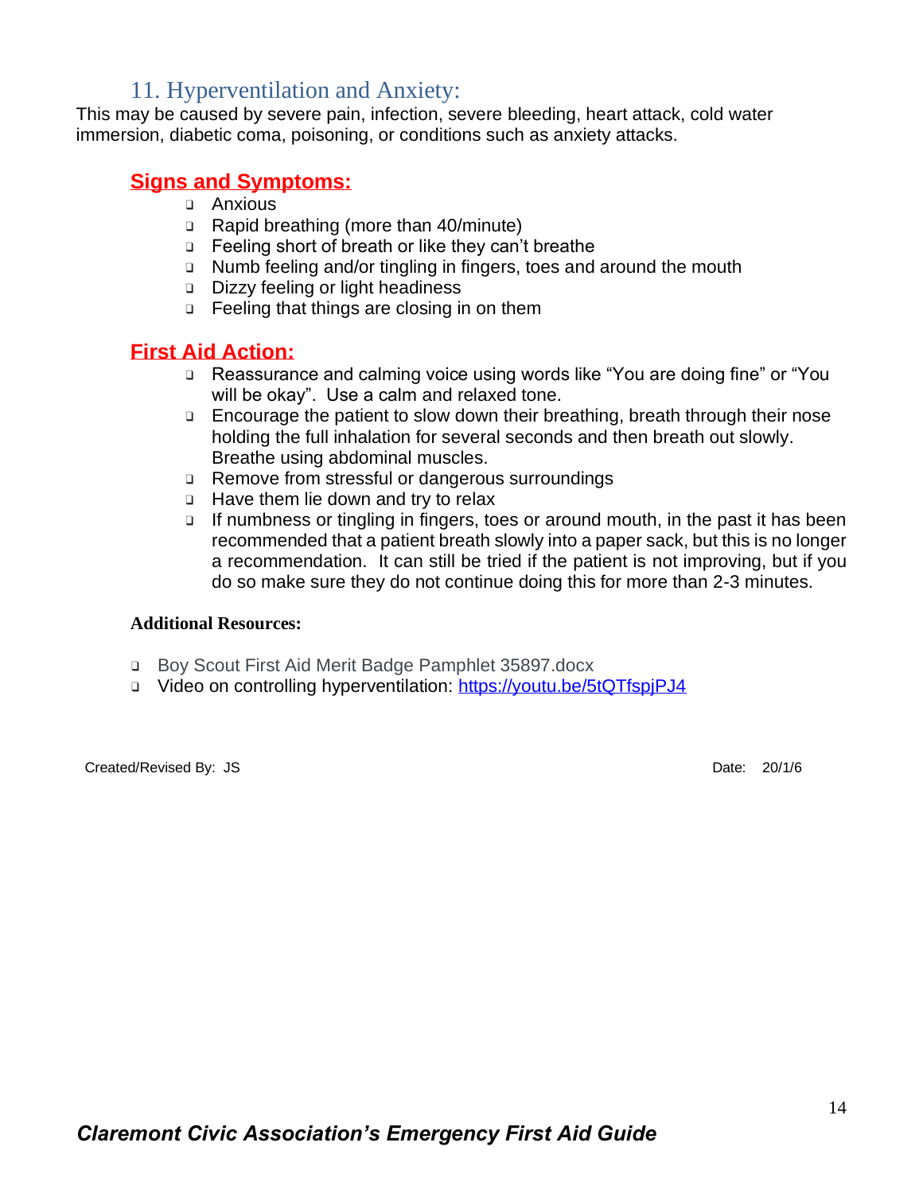## 11. Hyperventilation and Anxiety:

This may be caused by severe pain, infection, severe bleeding, heart attack, cold water immersion, diabetic coma, poisoning, or conditions such as anxiety attacks.

### Signs and Symptoms:

- Anxious
- Rapid breathing (more than 40/minute)
- Feeling short of breath or like they can't breathe
- Numb feeling and/or tingling in fingers, toes and around the mouth
- Dizzy feeling or light headiness
- Feeling that things are closing in on them

### First Aid Action:

- Reassurance and calming voice using words like "You are doing fine" or "You will be okay". Use a calm and relaxed tone.
- Encourage the patient to slow down their breathing, breath through their nose holding the full inhalation for several seconds and then breath out slowly. Breathe using abdominal muscles.
- Remove from stressful or dangerous surroundings
- Have them lie down and try to relax
- If numbness or tingling in fingers, toes or around mouth, in the past it has been recommended that a patient breath slowly into a paper sack, but this is no longer a recommendation. It can still be tried if the patient is not improving, but if you do so make sure they do not continue doing this for more than 2-3 minutes.

**Additional Resources:**

- Boy Scout First Aid Merit Badge Pamphlet 35897.docx
- Video on controlling hyperventilation: https://youtu.be/5tQTfspjPJ4

Created/Revised By: JS

Date: 20/1/6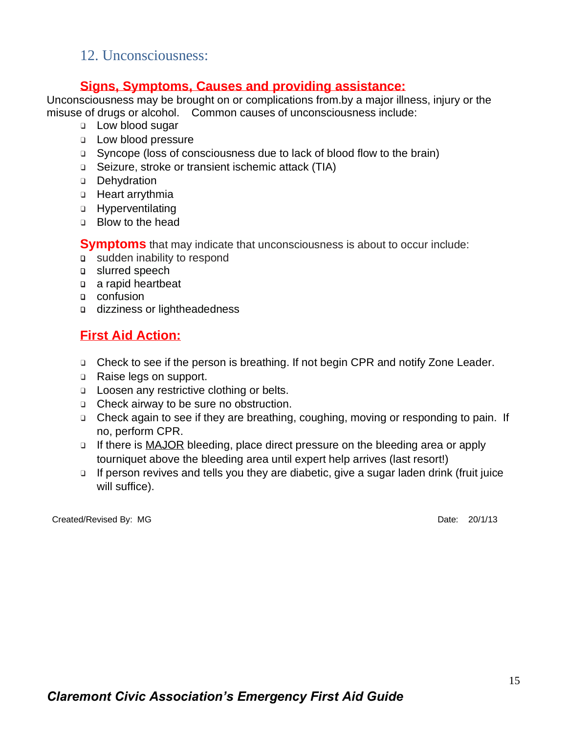## 12. Unconsciousness:

### Signs, Symptoms, Causes and providing assistance:

Unconsciousness may be brought on or complications from.by a major illness, injury or the misuse of drugs or alcohol.   Common causes of unconsciousness include:

- Low blood sugar
- Low blood pressure
- Syncope (loss of consciousness due to lack of blood flow to the brain)
- Seizure, stroke or transient ischemic attack (TIA)
- Dehydration
- Heart arrythmia
- Hyperventilating
- Blow to the head

**Symptoms** that may indicate that unconsciousness is about to occur include:

- sudden inability to respond
- slurred speech
- a rapid heartbeat
- confusion
- dizziness or lightheadedness

### First Aid Action:

- Check to see if the person is breathing. If not begin CPR and notify Zone Leader.
- Raise legs on support.
- Loosen any restrictive clothing or belts.
- Check airway to be sure no obstruction.
- Check again to see if they are breathing, coughing, moving or responding to pain.  If no, perform CPR.
- If there is MAJOR bleeding, place direct pressure on the bleeding area or apply tourniquet above the bleeding area until expert help arrives (last resort!)
- If person revives and tells you they are diabetic, give a sugar laden drink (fruit juice will suffice).

Created/Revised By:  MG                                                                 Date:   20/1/13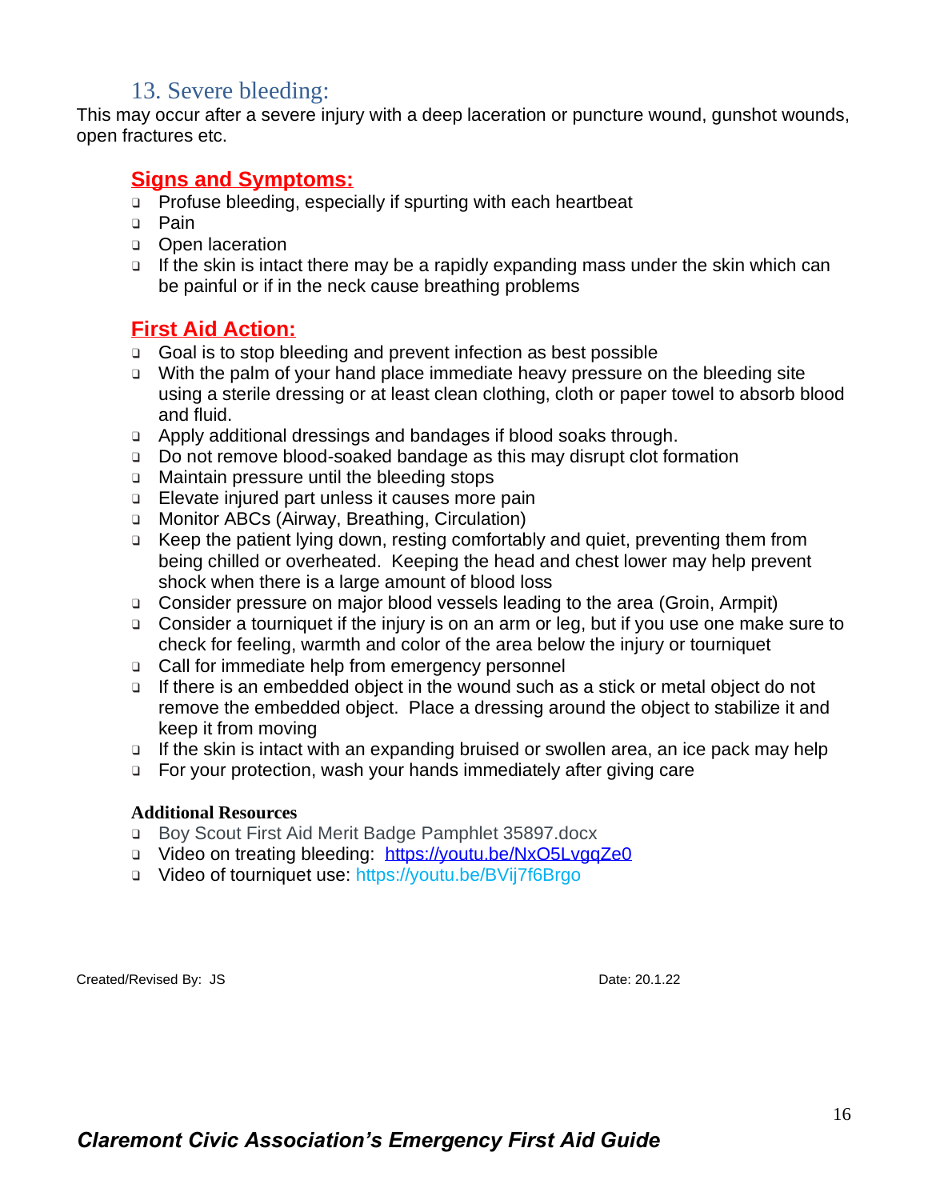## 13. Severe bleeding:

This may occur after a severe injury with a deep laceration or puncture wound, gunshot wounds, open fractures etc.

### Signs and Symptoms:

- Profuse bleeding, especially if spurting with each heartbeat
- Pain
- Open laceration
- If the skin is intact there may be a rapidly expanding mass under the skin which can be painful or if in the neck cause breathing problems

### First Aid Action:

- Goal is to stop bleeding and prevent infection as best possible
- With the palm of your hand place immediate heavy pressure on the bleeding site using a sterile dressing or at least clean clothing, cloth or paper towel to absorb blood and fluid.
- Apply additional dressings and bandages if blood soaks through.
- Do not remove blood-soaked bandage as this may disrupt clot formation
- Maintain pressure until the bleeding stops
- Elevate injured part unless it causes more pain
- Monitor ABCs (Airway, Breathing, Circulation)
- Keep the patient lying down, resting comfortably and quiet, preventing them from being chilled or overheated. Keeping the head and chest lower may help prevent shock when there is a large amount of blood loss
- Consider pressure on major blood vessels leading to the area (Groin, Armpit)
- Consider a tourniquet if the injury is on an arm or leg, but if you use one make sure to check for feeling, warmth and color of the area below the injury or tourniquet
- Call for immediate help from emergency personnel
- If there is an embedded object in the wound such as a stick or metal object do not remove the embedded object. Place a dressing around the object to stabilize it and keep it from moving
- If the skin is intact with an expanding bruised or swollen area, an ice pack may help
- For your protection, wash your hands immediately after giving care

**Additional Resources**

- Boy Scout First Aid Merit Badge Pamphlet 35897.docx
- Video on treating bleeding: https://youtu.be/NxO5LvgqZe0
- Video of tourniquet use: https://youtu.be/BVij7f6Brgo

Created/Revised By: JS Date: 20.1.22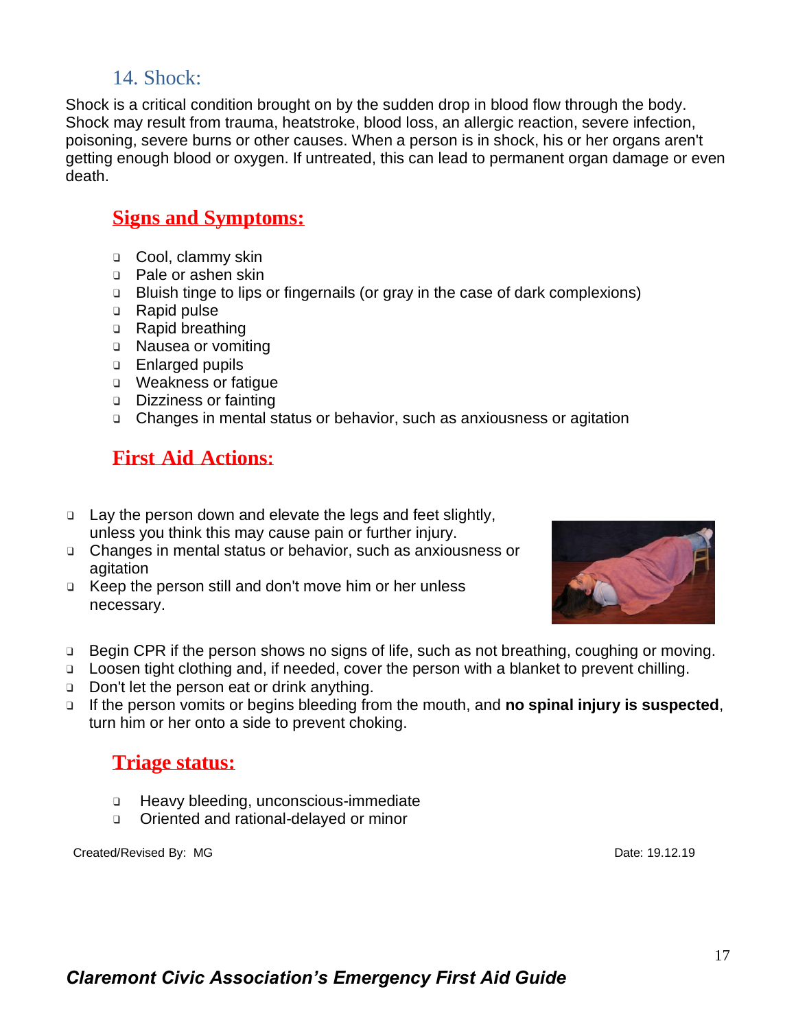## 14. Shock:

Shock is a critical condition brought on by the sudden drop in blood flow through the body. Shock may result from trauma, heatstroke, blood loss, an allergic reaction, severe infection, poisoning, severe burns or other causes. When a person is in shock, his or her organs aren't getting enough blood or oxygen. If untreated, this can lead to permanent organ damage or even death.

### Signs and Symptoms:

- Cool, clammy skin
- Pale or ashen skin
- Bluish tinge to lips or fingernails (or gray in the case of dark complexions)
- Rapid pulse
- Rapid breathing
- Nausea or vomiting
- Enlarged pupils
- Weakness or fatigue
- Dizziness or fainting
- Changes in mental status or behavior, such as anxiousness or agitation

### First Aid Actions:

- Lay the person down and elevate the legs and feet slightly, unless you think this may cause pain or further injury.
- Changes in mental status or behavior, such as anxiousness or agitation
- Keep the person still and don't move him or her unless necessary.
- Begin CPR if the person shows no signs of life, such as not breathing, coughing or moving.
- Loosen tight clothing and, if needed, cover the person with a blanket to prevent chilling.
- Don't let the person eat or drink anything.
- If the person vomits or begins bleeding from the mouth, and **no spinal injury is suspected**, turn him or her onto a side to prevent choking.

### Triage status:

- Heavy bleeding, unconscious-immediate
- Oriented and rational-delayed or minor

Created/Revised By: MG

Date: 19.12.19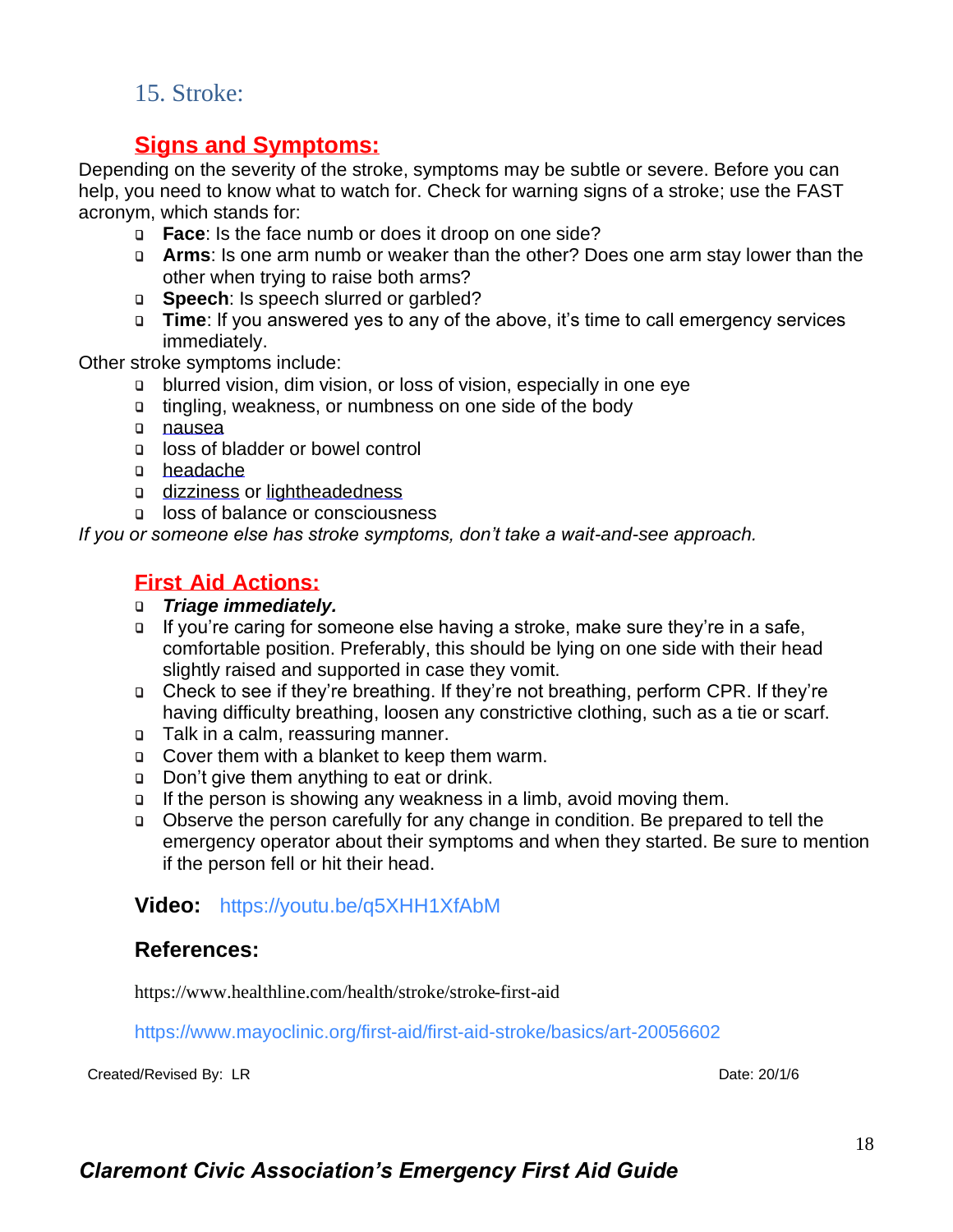## 15. Stroke:

### Signs and Symptoms:

Depending on the severity of the stroke, symptoms may be subtle or severe. Before you can help, you need to know what to watch for. Check for warning signs of a stroke; use the FAST acronym, which stands for:

- **Face**: Is the face numb or does it droop on one side?
- **Arms**: Is one arm numb or weaker than the other? Does one arm stay lower than the other when trying to raise both arms?
- **Speech**: Is speech slurred or garbled?
- **Time**: If you answered yes to any of the above, it's time to call emergency services immediately.

Other stroke symptoms include:

- blurred vision, dim vision, or loss of vision, especially in one eye
- tingling, weakness, or numbness on one side of the body
- nausea
- loss of bladder or bowel control
- headache
- dizziness or lightheadedness
- loss of balance or consciousness

*If you or someone else has stroke symptoms, don't take a wait-and-see approach.*

### First Aid Actions:

- ***Triage immediately.***
- If you're caring for someone else having a stroke, make sure they're in a safe, comfortable position. Preferably, this should be lying on one side with their head slightly raised and supported in case they vomit.
- Check to see if they're breathing. If they're not breathing, perform CPR. If they're having difficulty breathing, loosen any constrictive clothing, such as a tie or scarf.
- Talk in a calm, reassuring manner.
- Cover them with a blanket to keep them warm.
- Don't give them anything to eat or drink.
- If the person is showing any weakness in a limb, avoid moving them.
- Observe the person carefully for any change in condition. Be prepared to tell the emergency operator about their symptoms and when they started. Be sure to mention if the person fell or hit their head.

### Video: https://youtu.be/q5XHH1XfAbM

### References:

https://www.healthline.com/health/stroke/stroke-first-aid

https://www.mayoclinic.org/first-aid/first-aid-stroke/basics/art-20056602

Created/Revised By: LR Date: 20/1/6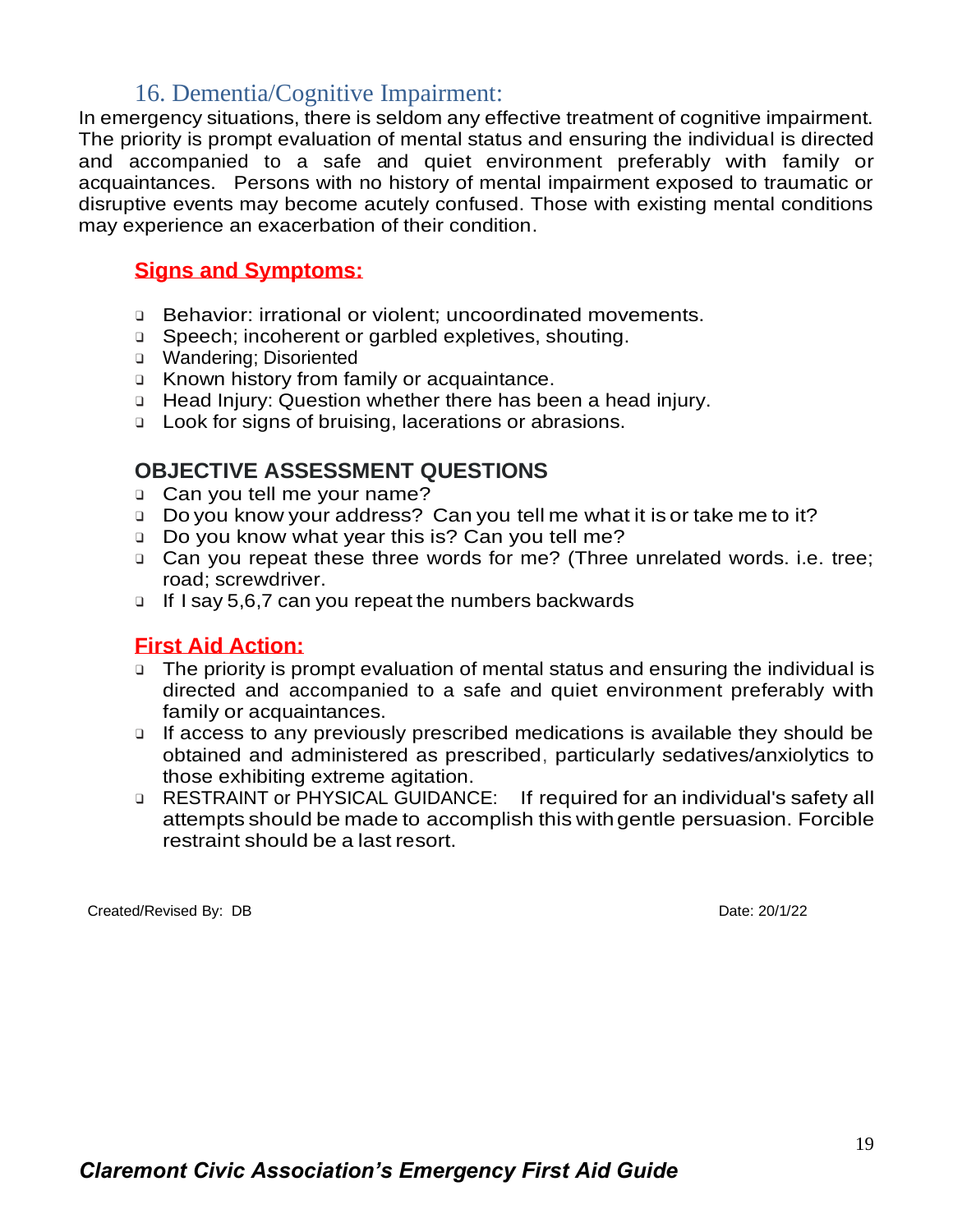## 16. Dementia/Cognitive Impairment:

In emergency situations, there is seldom any effective treatment of cognitive impairment. The priority is prompt evaluation of mental status and ensuring the individual is directed and accompanied to a safe and quiet environment preferably with family or acquaintances. Persons with no history of mental impairment exposed to traumatic or disruptive events may become acutely confused. Those with existing mental conditions may experience an exacerbation of their condition.

### Signs and Symptoms:

- Behavior: irrational or violent; uncoordinated movements.
- Speech; incoherent or garbled expletives, shouting.
- Wandering; Disoriented
- Known history from family or acquaintance.
- Head Injury: Question whether there has been a head injury.
- Look for signs of bruising, lacerations or abrasions.

### OBJECTIVE ASSESSMENT QUESTIONS

- Can you tell me your name?
- Do you know your address? Can you tell me what it is or take me to it?
- Do you know what year this is? Can you tell me?
- Can you repeat these three words for me? (Three unrelated words. i.e. tree; road; screwdriver.
- If I say 5,6,7 can you repeat the numbers backwards

### First Aid Action:

- The priority is prompt evaluation of mental status and ensuring the individual is directed and accompanied to a safe and quiet environment preferably with family or acquaintances.
- If access to any previously prescribed medications is available they should be obtained and administered as prescribed, particularly sedatives/anxiolytics to those exhibiting extreme agitation.
- RESTRAINT or PHYSICAL GUIDANCE: If required for an individual's safety all attempts should be made to accomplish this with gentle persuasion. Forcible restraint should be a last resort.

Created/Revised By: DB

Date: 20/1/22